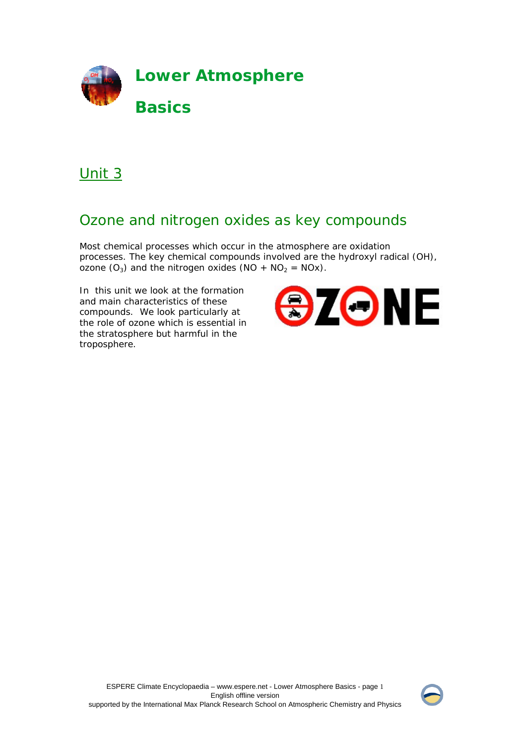# Lower Atmosphere Basics

## Unit 3

## Ozone and nitrogen oxides as key compounds

Most chemical processes which occur in the atmosphere are oxidation processes. The key chemical compounds involved are the hydroxyl radical (OH), ozone ($O_3$) and the nitrogen oxides ($NO + NO_2 = NOx$).

In this unit we look at the formation and main characteristics of these compounds. We look particularly at the role of ozone which is essential in the stratosphere but harmful in the troposphere.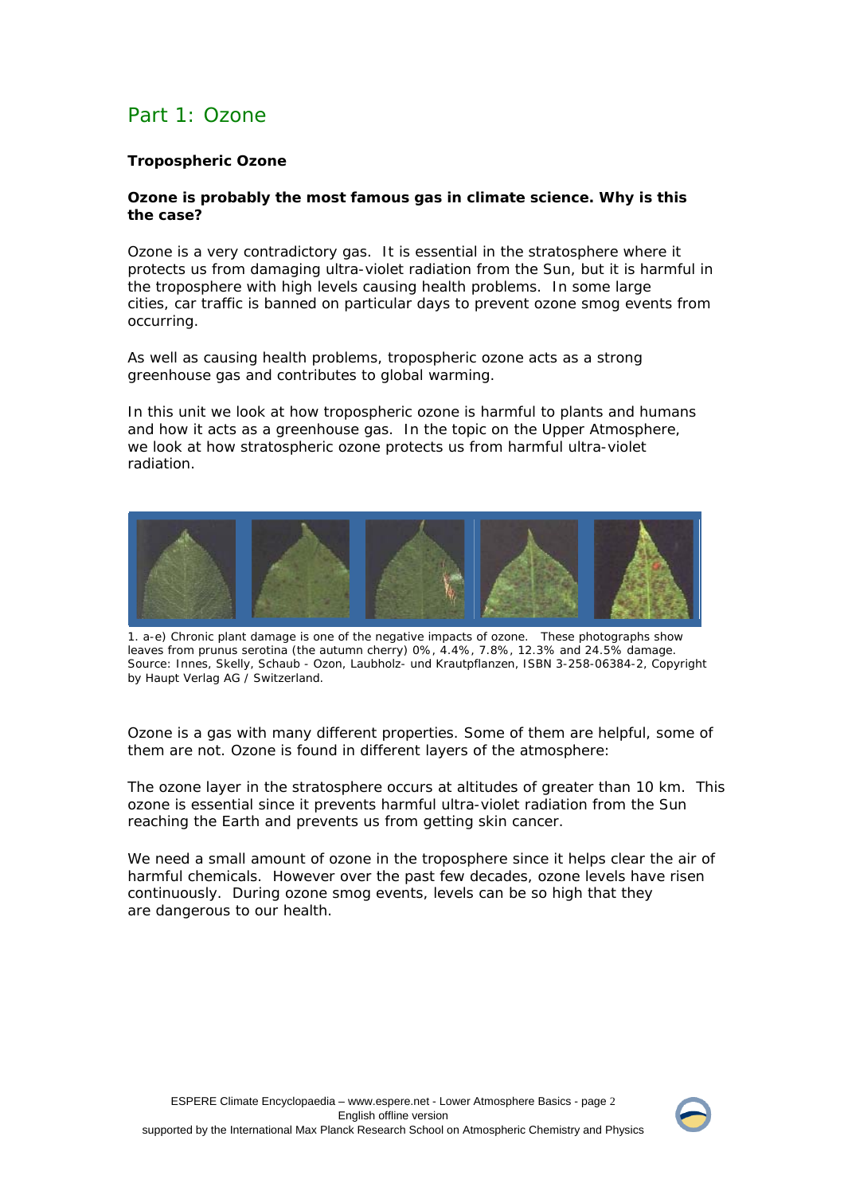## Part 1: Ozone

**Tropospheric Ozone**

**Ozone is probably the most famous gas in climate science. Why is this the case?**

Ozone is a very contradictory gas. It is essential in the stratosphere where it protects us from damaging ultra-violet radiation from the Sun, but it is harmful in the troposphere with high levels causing health problems. In some large cities, car traffic is banned on particular days to prevent ozone smog events from occurring.

As well as causing health problems, tropospheric ozone acts as a strong greenhouse gas and contributes to global warming.

In this unit we look at how tropospheric ozone is harmful to plants and humans and how it acts as a greenhouse gas. In the topic on the Upper Atmosphere, we look at how stratospheric ozone protects us from harmful ultra-violet radiation.

1. a-e) Chronic plant damage is one of the negative impacts of ozone. These photographs show leaves from prunus serotina (the autumn cherry) 0%, 4.4%, 7.8%, 12.3% and 24.5% damage. Source: Innes, Skelly, Schaub - Ozon, Laubholz- und Krautpflanzen, ISBN 3-258-06384-2, Copyright by Haupt Verlag AG / Switzerland.

Ozone is a gas with many different properties. Some of them are helpful, some of them are not. Ozone is found in different layers of the atmosphere:

The ozone layer in the stratosphere occurs at altitudes of greater than 10 km. This ozone is essential since it prevents harmful ultra-violet radiation from the Sun reaching the Earth and prevents us from getting skin cancer.

We need a small amount of ozone in the troposphere since it helps clear the air of harmful chemicals. However over the past few decades, ozone levels have risen continuously. During ozone smog events, levels can be so high that they are dangerous to our health.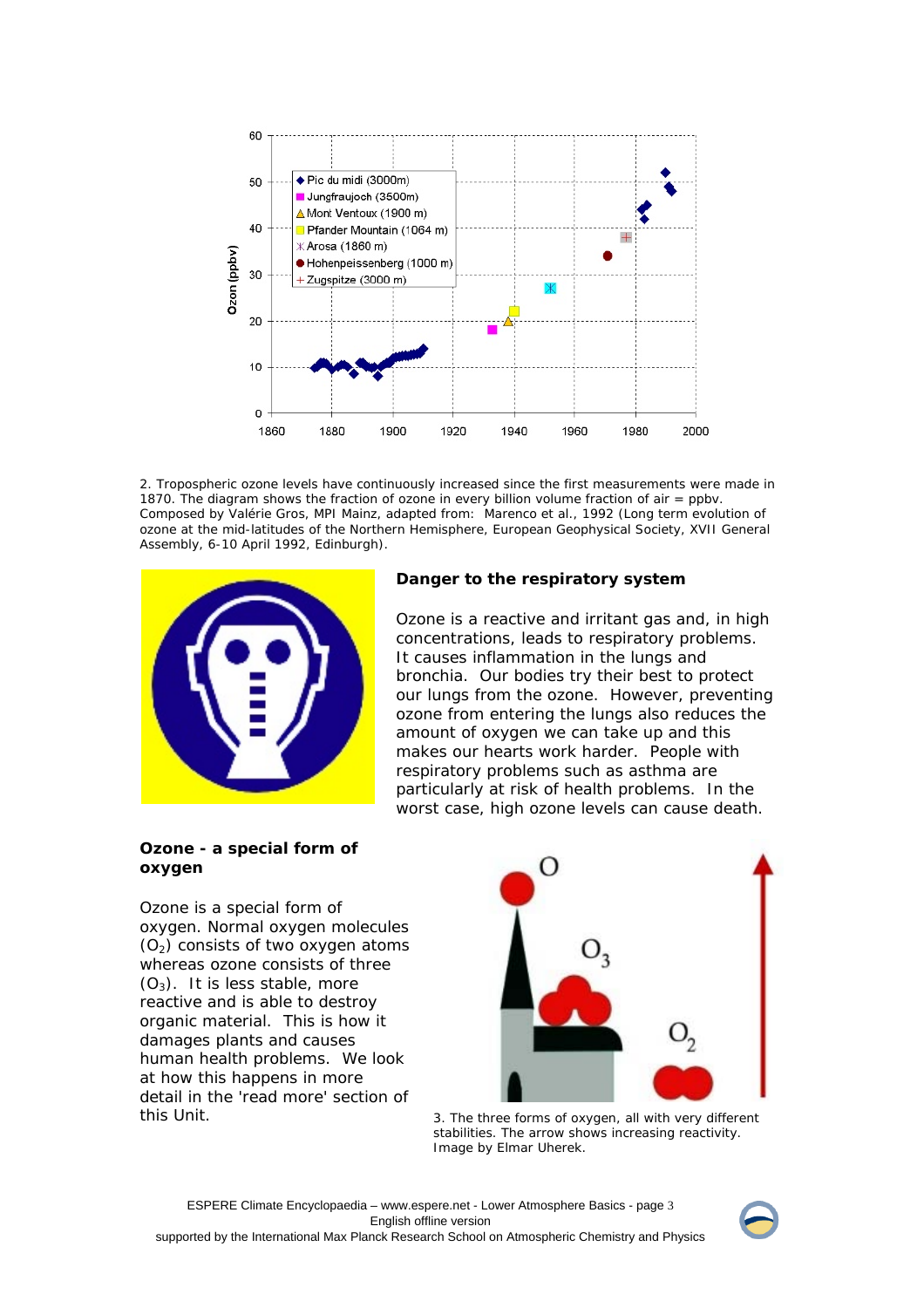2. Tropospheric ozone levels have continuously increased since the first measurements were made in 1870. The diagram shows the fraction of ozone in every billion volume fraction of air = ppbv. Composed by Valérie Gros, MPI Mainz, adapted from: Marenco et al., 1992 (Long term evolution of ozone at the mid-latitudes of the Northern Hemisphere, European Geophysical Society, XVII General Assembly, 6-10 April 1992, Edinburgh).

## Danger to the respiratory system

Ozone is a reactive and irritant gas and, in high concentrations, leads to respiratory problems. It causes inflammation in the lungs and bronchia. Our bodies try their best to protect our lungs from the ozone. However, preventing ozone from entering the lungs also reduces the amount of oxygen we can take up and this makes our hearts work harder. People with respiratory problems such as asthma are particularly at risk of health problems. In the worst case, high ozone levels can cause death.

## Ozone - a special form of oxygen

Ozone is a special form of oxygen. Normal oxygen molecules ($O_2$) consists of two oxygen atoms whereas ozone consists of three ($O_3$). It is less stable, more reactive and is able to destroy organic material. This is how it damages plants and causes human health problems. We look at how this happens in more detail in the 'read more' section of this Unit.

3. The three forms of oxygen, all with very different stabilities. The arrow shows increasing reactivity. Image by Elmar Uherek.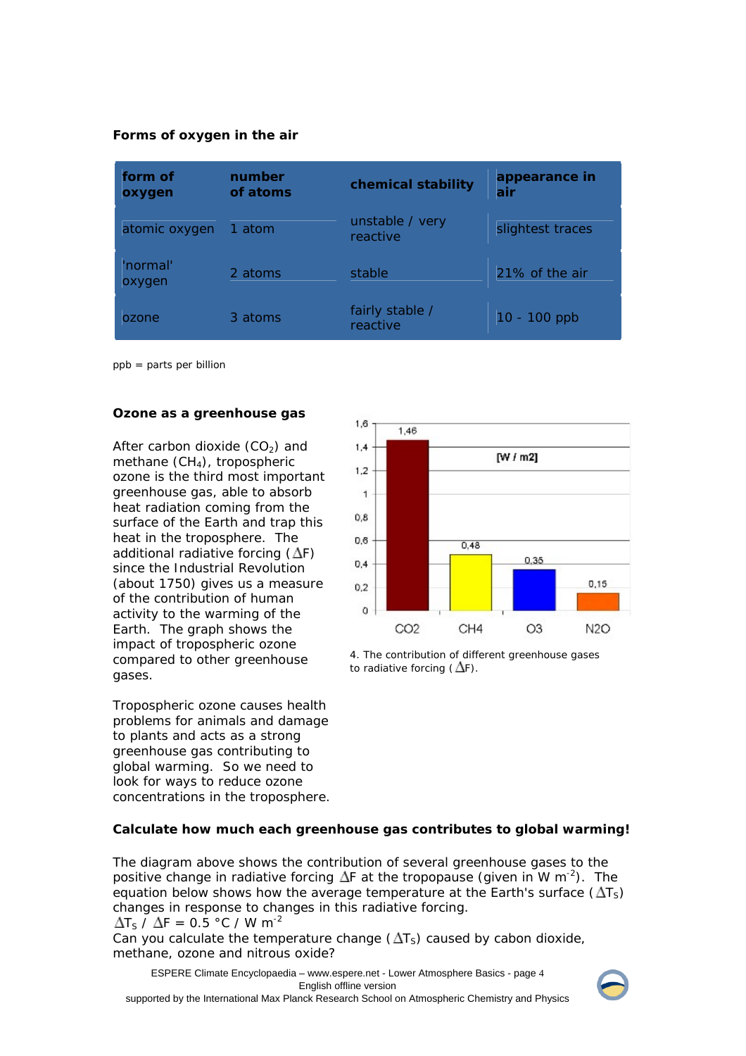### Forms of oxygen in the air

| form of oxygen | number of atoms | chemical stability | appearance in air |
|---|---|---|---|
| atomic oxygen | 1 atom | unstable / very reactive | slightest traces |
| 'normal' oxygen | 2 atoms | stable | 21% of the air |
| ozone | 3 atoms | fairly stable / reactive | 10 - 100 ppb |

ppb = parts per billion

### Ozone as a greenhouse gas

After carbon dioxide ($CO_2$) and methane ($CH_4$), tropospheric ozone is the third most important greenhouse gas, able to absorb heat radiation coming from the surface of the Earth and trap this heat in the troposphere. The additional radiative forcing ($\Delta F$) since the Industrial Revolution (about 1750) gives us a measure of the contribution of human activity to the warming of the Earth. The graph shows the impact of tropospheric ozone compared to other greenhouse gases.

4. The contribution of different greenhouse gases to radiative forcing ($\Delta F$).

Tropospheric ozone causes health problems for animals and damage to plants and acts as a strong greenhouse gas contributing to global warming. So we need to look for ways to reduce ozone concentrations in the troposphere.

### Calculate how much each greenhouse gas contributes to global warming!

The diagram above shows the contribution of several greenhouse gases to the positive change in radiative forcing $\Delta F$ at the tropopause (given in W $m^{-2}$). The equation below shows how the average temperature at the Earth's surface ($\Delta T_S$) changes in response to changes in this radiative forcing.

$\Delta T_S$ / $\Delta F$ = 0.5 °C / W $m^{-2}$

Can you calculate the temperature change ($\Delta T_S$) caused by cabon dioxide, methane, ozone and nitrous oxide?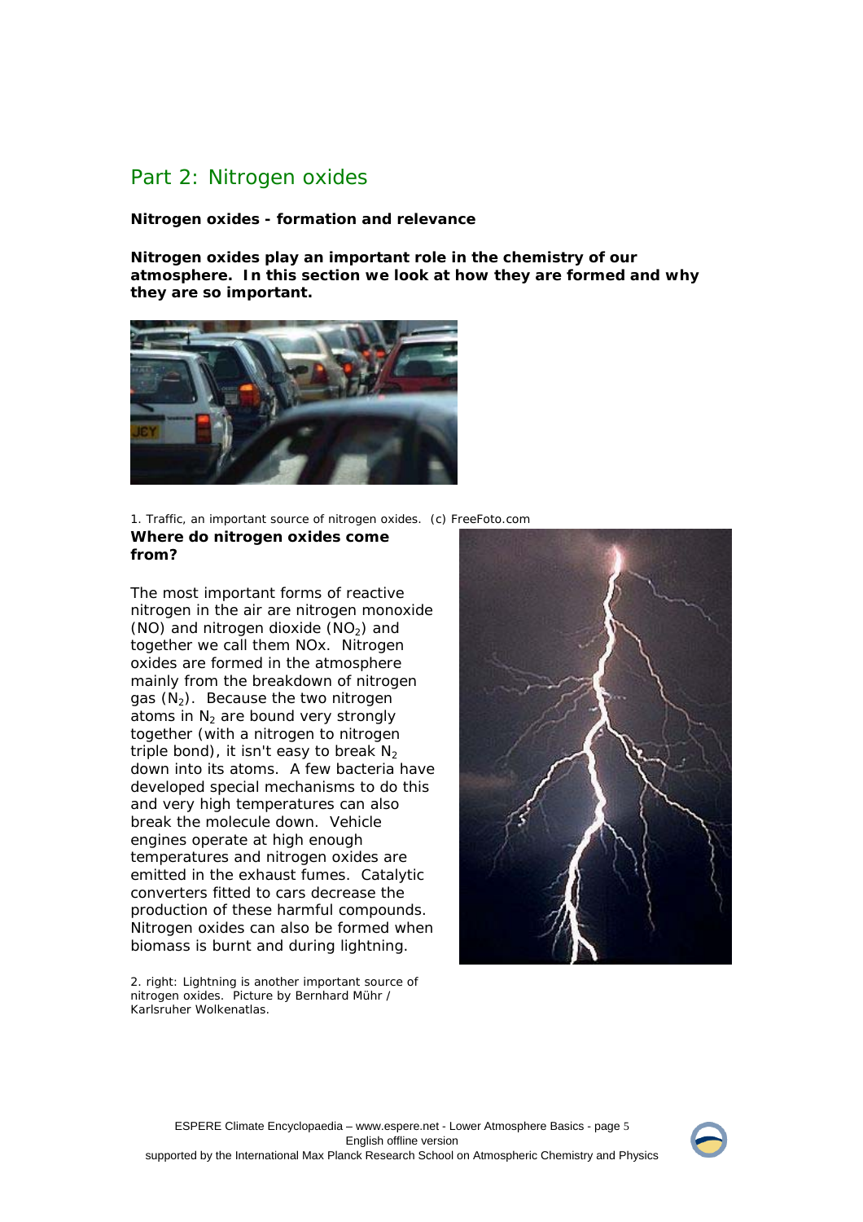## Part 2: Nitrogen oxides

**Nitrogen oxides - formation and relevance**

**Nitrogen oxides play an important role in the chemistry of our atmosphere. In this section we look at how they are formed and why they are so important.**

1. Traffic, an important source of nitrogen oxides. (c) FreeFoto.com

**Where do nitrogen oxides come from?**

The most important forms of reactive nitrogen in the air are nitrogen monoxide (NO) and nitrogen dioxide ($NO_2$) and together we call them NOx. Nitrogen oxides are formed in the atmosphere mainly from the breakdown of nitrogen gas ($N_2$). Because the two nitrogen atoms in $N_2$ are bound very strongly together (with a nitrogen to nitrogen triple bond), it isn't easy to break $N_2$ down into its atoms. A few bacteria have developed special mechanisms to do this and very high temperatures can also break the molecule down. Vehicle engines operate at high enough temperatures and nitrogen oxides are emitted in the exhaust fumes. Catalytic converters fitted to cars decrease the production of these harmful compounds. Nitrogen oxides can also be formed when biomass is burnt and during lightning.

2. right: Lightning is another important source of nitrogen oxides. Picture by Bernhard Mühr / Karlsruher Wolkenatlas.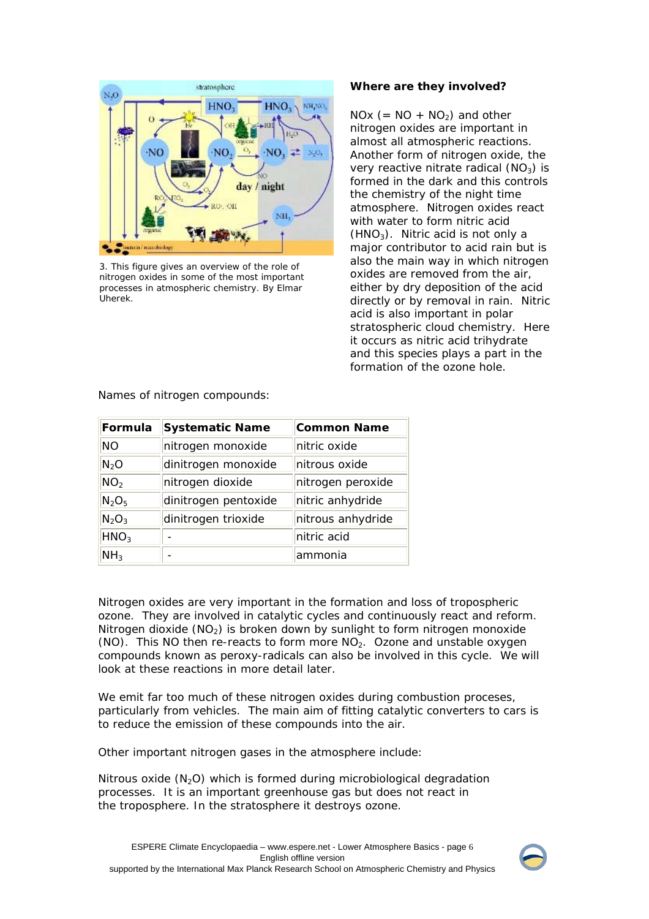3. This figure gives an overview of the role of nitrogen oxides in some of the most important processes in atmospheric chemistry. By Elmar Uherek.

### Where are they involved?

NOx (= NO + $NO_2$) and other nitrogen oxides are important in almost all atmospheric reactions. Another form of nitrogen oxide, the very reactive nitrate radical ($NO_3$) is formed in the dark and this controls the chemistry of the night time atmosphere. Nitrogen oxides react with water to form nitric acid ($HNO_3$). Nitric acid is not only a major contributor to acid rain but is also the main way in which nitrogen oxides are removed from the air, either by dry deposition of the acid directly or by removal in rain. Nitric acid is also important in polar stratospheric cloud chemistry. Here it occurs as nitric acid trihydrate and this species plays a part in the formation of the ozone hole.

Names of nitrogen compounds:

| Formula | Systematic Name | Common Name |
|---|---|---|
| NO | nitrogen monoxide | nitric oxide |
| $N_2O$ | dinitrogen monoxide | nitrous oxide |
| $NO_2$ | nitrogen dioxide | nitrogen peroxide |
| $N_2O_5$ | dinitrogen pentoxide | nitric anhydride |
| $N_2O_3$ | dinitrogen trioxide | nitrous anhydride |
| $HNO_3$ | - | nitric acid |
| $NH_3$ | - | ammonia |

Nitrogen oxides are very important in the formation and loss of tropospheric ozone. They are involved in catalytic cycles and continuously react and reform. Nitrogen dioxide ($NO_2$) is broken down by sunlight to form nitrogen monoxide (NO). This NO then re-reacts to form more $NO_2$. Ozone and unstable oxygen compounds known as peroxy-radicals can also be involved in this cycle. We will look at these reactions in more detail later.

We emit far too much of these nitrogen oxides during combustion proceses, particularly from vehicles. The main aim of fitting catalytic converters to cars is to reduce the emission of these compounds into the air.

Other important nitrogen gases in the atmosphere include:

Nitrous oxide ($N_2O$) which is formed during microbiological degradation processes. It is an important greenhouse gas but does not react in the troposphere. In the stratosphere it destroys ozone.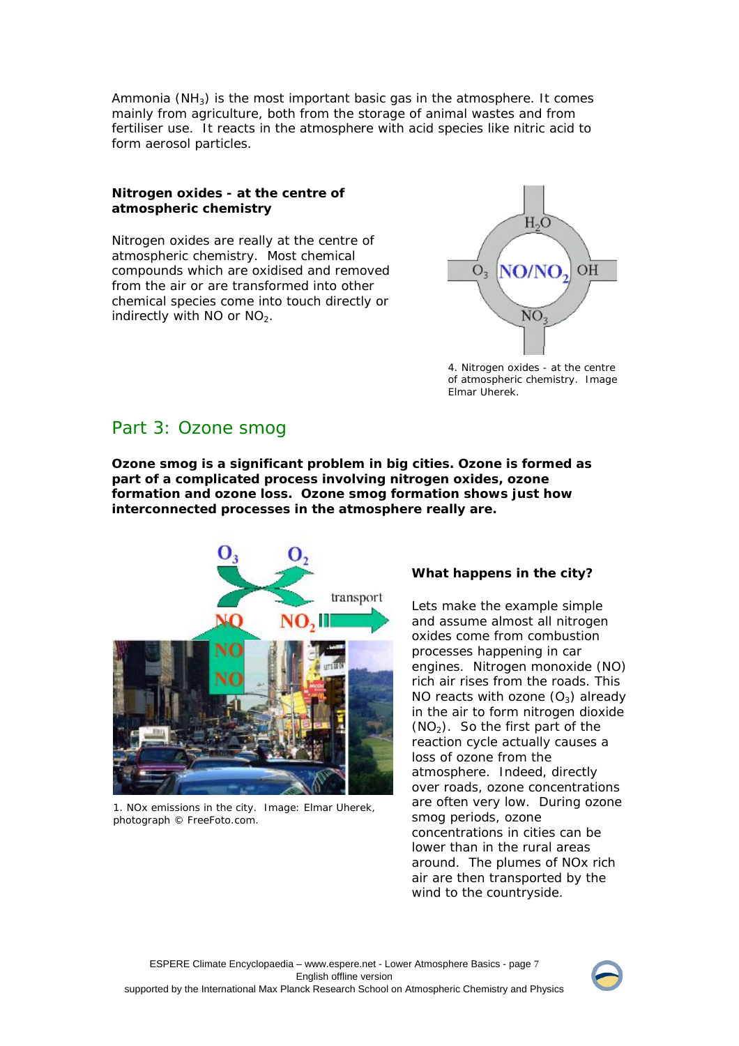Ammonia ($NH_3$) is the most important basic gas in the atmosphere. It comes mainly from agriculture, both from the storage of animal wastes and from fertiliser use. It reacts in the atmosphere with acid species like nitric acid to form aerosol particles.

**Nitrogen oxides - at the centre of atmospheric chemistry**

Nitrogen oxides are really at the centre of atmospheric chemistry. Most chemical compounds which are oxidised and removed from the air or are transformed into other chemical species come into touch directly or indirectly with NO or $NO_2$.

4. Nitrogen oxides - at the centre of atmospheric chemistry. Image Elmar Uherek.

## Part 3: Ozone smog

**Ozone smog is a significant problem in big cities. Ozone is formed as part of a complicated process involving nitrogen oxides, ozone formation and ozone loss. Ozone smog formation shows just how interconnected processes in the atmosphere really are.**

1. NOx emissions in the city. Image: Elmar Uherek, photograph © FreeFoto.com.

**What happens in the city?**

Lets make the example simple and assume almost all nitrogen oxides come from combustion processes happening in car engines. Nitrogen monoxide (NO) rich air rises from the roads. This NO reacts with ozone ($O_3$) already in the air to form nitrogen dioxide ($NO_2$). So the first part of the reaction cycle actually causes a loss of ozone from the atmosphere. Indeed, directly over roads, ozone concentrations are often very low. During ozone smog periods, ozone concentrations in cities can be lower than in the rural areas around. The plumes of NOx rich air are then transported by the wind to the countryside.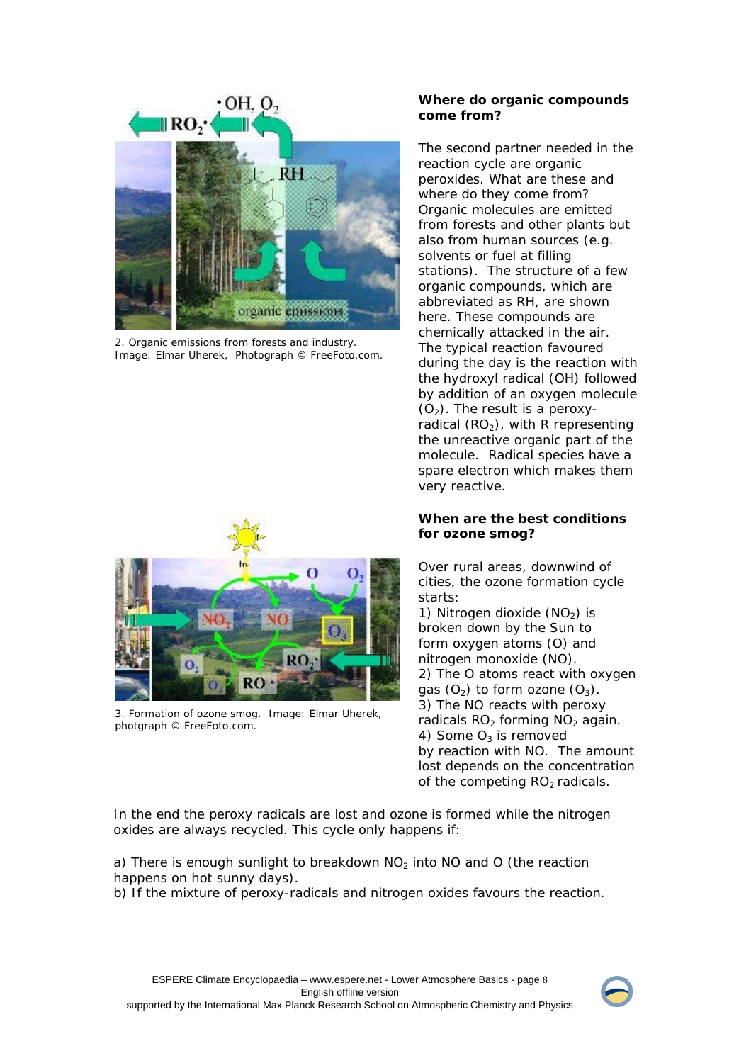2. Organic emissions from forests and industry. Image: Elmar Uherek, Photograph © FreeFoto.com.

### Where do organic compounds come from?

The second partner needed in the reaction cycle are organic peroxides. What are these and where do they come from? Organic molecules are emitted from forests and other plants but also from human sources (e.g. solvents or fuel at filling stations). The structure of a few organic compounds, which are abbreviated as RH, are shown here. These compounds are chemically attacked in the air. The typical reaction favoured during the day is the reaction with the hydroxyl radical (OH) followed by addition of an oxygen molecule ($O_2$). The result is a peroxy-radical ($RO_2$), with R representing the unreactive organic part of the molecule. Radical species have a spare electron which makes them very reactive.

3. Formation of ozone smog. Image: Elmar Uherek, photgraph © FreeFoto.com.

### When are the best conditions for ozone smog?

Over rural areas, downwind of cities, the ozone formation cycle starts:

1) Nitrogen dioxide ($NO_2$) is broken down by the Sun to form oxygen atoms (O) and nitrogen monoxide (NO).
2) The O atoms react with oxygen gas ($O_2$) to form ozone ($O_3$).
3) The NO reacts with peroxy radicals $RO_2$ forming $NO_2$ again.
4) Some $O_3$ is removed by reaction with NO. The amount lost depends on the concentration of the competing $RO_2$ radicals.

In the end the peroxy radicals are lost and ozone is formed while the nitrogen oxides are always recycled. This cycle only happens if:

a) There is enough sunlight to breakdown $NO_2$ into NO and O (the reaction happens on hot sunny days).
b) If the mixture of peroxy-radicals and nitrogen oxides favours the reaction.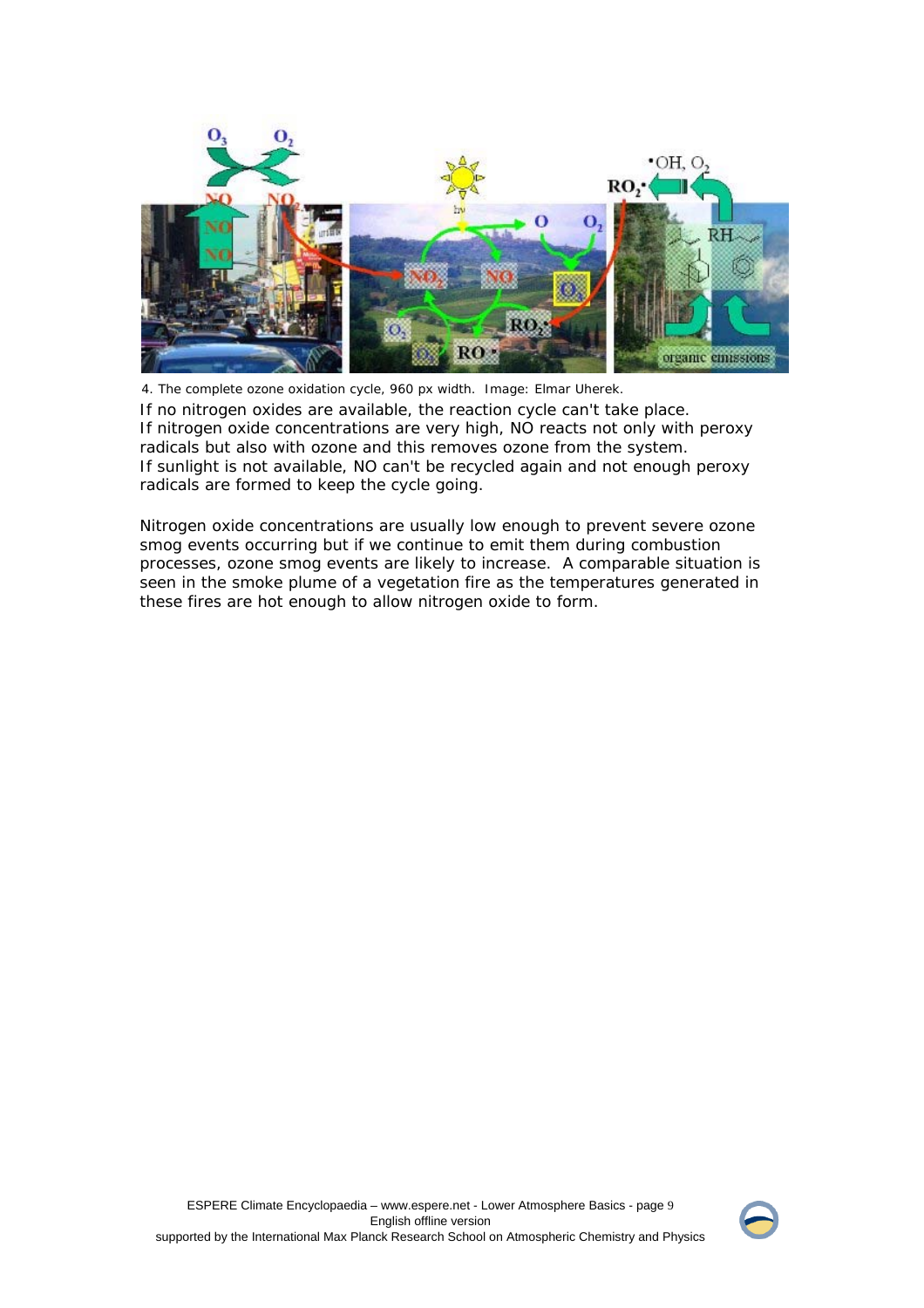4. The complete ozone oxidation cycle, 960 px width. Image: Elmar Uherek.

If no nitrogen oxides are available, the reaction cycle can't take place.
If nitrogen oxide concentrations are very high, NO reacts not only with peroxy radicals but also with ozone and this removes ozone from the system.
If sunlight is not available, NO can't be recycled again and not enough peroxy radicals are formed to keep the cycle going.

Nitrogen oxide concentrations are usually low enough to prevent severe ozone smog events occurring but if we continue to emit them during combustion processes, ozone smog events are likely to increase. A comparable situation is seen in the smoke plume of a vegetation fire as the temperatures generated in these fires are hot enough to allow nitrogen oxide to form.